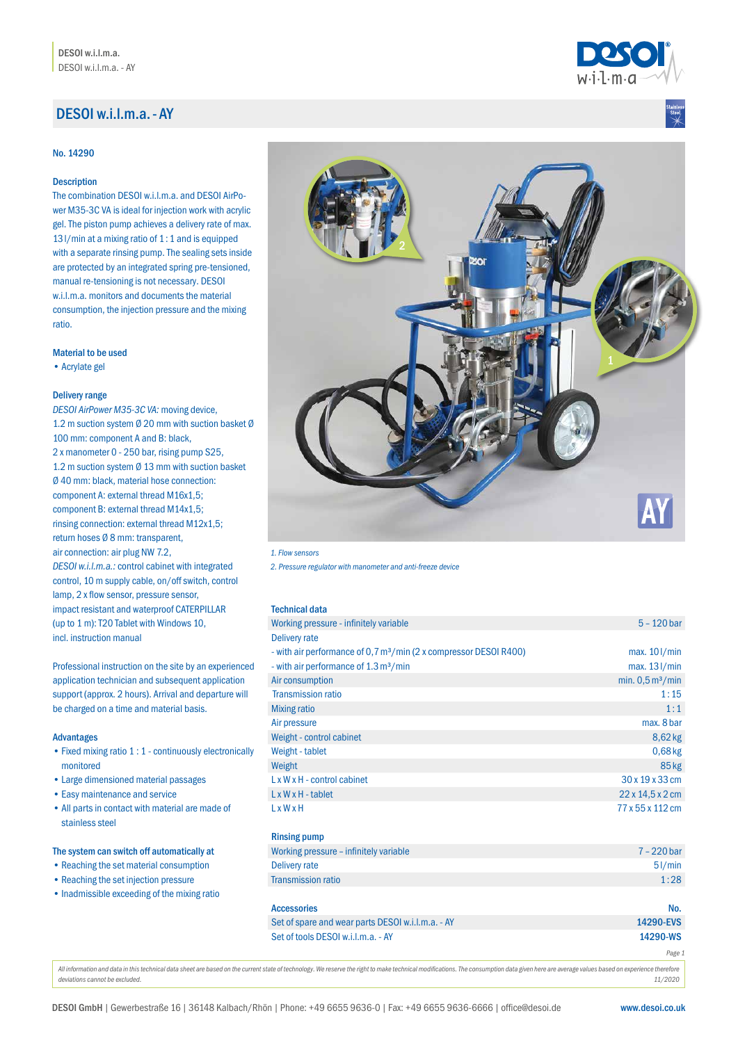# DESOI w.i.l.m.a. - AY

No. 14290

### Description

The combination DESOI w.i.l.m.a. and DESOI AirPower M35-3C VA is ideal for injection work with acrylic gel. The piston pump achieves a delivery rate of max. 13 l/min at a mixing ratio of 1 : 1 and is equipped with a separate rinsing pump. The sealing sets inside are protected by an integrated spring pre-tensioned, manual re-tensioning is not necessary. DESOI w.i.l.m.a. monitors and documents the material consumption, the injection pressure and the mixing ratio.

### Material to be used

- Acrylate gel

### Delivery range

*DESOI AirPower M35-3C VA:* moving device, 1.2 m suction system Ø 20 mm with suction basket Ø 100 mm: component A and B: black, 2 x manometer 0 - 250 bar, rising pump S25, 1.2 m suction system Ø 13 mm with suction basket Ø 40 mm: black, material hose connection: component A: external thread M16x1,5; component B: external thread M14x1,5; rinsing connection: external thread M12x1,5; return hoses Ø 8 mm: transparent, air connection: air plug NW 7.2, *DESOI w.i.l.m.a.:* control cabinet with integrated control, 10 m supply cable, on/off switch, control lamp, 2 x flow sensor, pressure sensor, impact resistant and waterproof CATERPILLAR (up to 1 m): T20 Tablet with Windows 10, incl. instruction manual

Professional instruction on the site by an experienced application technician and subsequent application support (approx. 2 hours). Arrival and departure will be charged on a time and material basis.

### Advantages

- Fixed mixing ratio 1 : 1 - continuously electronically monitored
- Large dimensioned material passages
- Easy maintenance and service
- All parts in contact with material are made of stainless steel

### The system can switch off automatically at

- Reaching the set material consumption
- Reaching the set injection pressure
- Inadmissible exceeding of the mixing ratio

*1. Flow sensors*

*2. Pressure regulator with manometer and anti-freeze device*

### Technical data

| | |
|---|---|
| Working pressure - infinitely variable | 5 – 120 bar |
| Delivery rate | |
| - with air performance of 0,7 m³/min (2 x compressor DESOI R400) | max. 10 l/min |
| - with air performance of 1.3 m³/min | max. 13 l/min |
| Air consumption | min. 0,5 m³/min |
| Transmission ratio | 1 : 15 |
| Mixing ratio | 1 : 1 |
| Air pressure | max. 8 bar |
| Weight - control cabinet | 8,62 kg |
| Weight - tablet | 0,68 kg |
| Weight | 85 kg |
| L x W x H - control cabinet | 30 x 19 x 33 cm |
| L x W x H - tablet | 22 x 14,5 x 2 cm |
| L x W x H | 77 x 55 x 112 cm |

### Rinsing pump

| | |
|---|---|
| Working pressure – infinitely variable | 7 – 220 bar |
| Delivery rate | 5 l/min |
| Transmission ratio | 1 : 28 |

| Accessories | No. |
|---|---|
| Set of spare and wear parts DESOI w.i.l.m.a. - AY | **14290-EVS** |
| Set of tools DESOI w.i.l.m.a. - AY | **14290-WS** |

*All information and data in this technical data sheet are based on the current state of technology. We reserve the right to make technical modifications. The consumption data given here are average values based on experience therefore deviations cannot be excluded.* *11/2020*

**DESOI GmbH** | Gewerbestraße 16 | 36148 Kalbach/Rhön | Phone: +49 6655 9636-0 | Fax: +49 6655 9636-6666 | office@desoi.de **www.desoi.co.uk**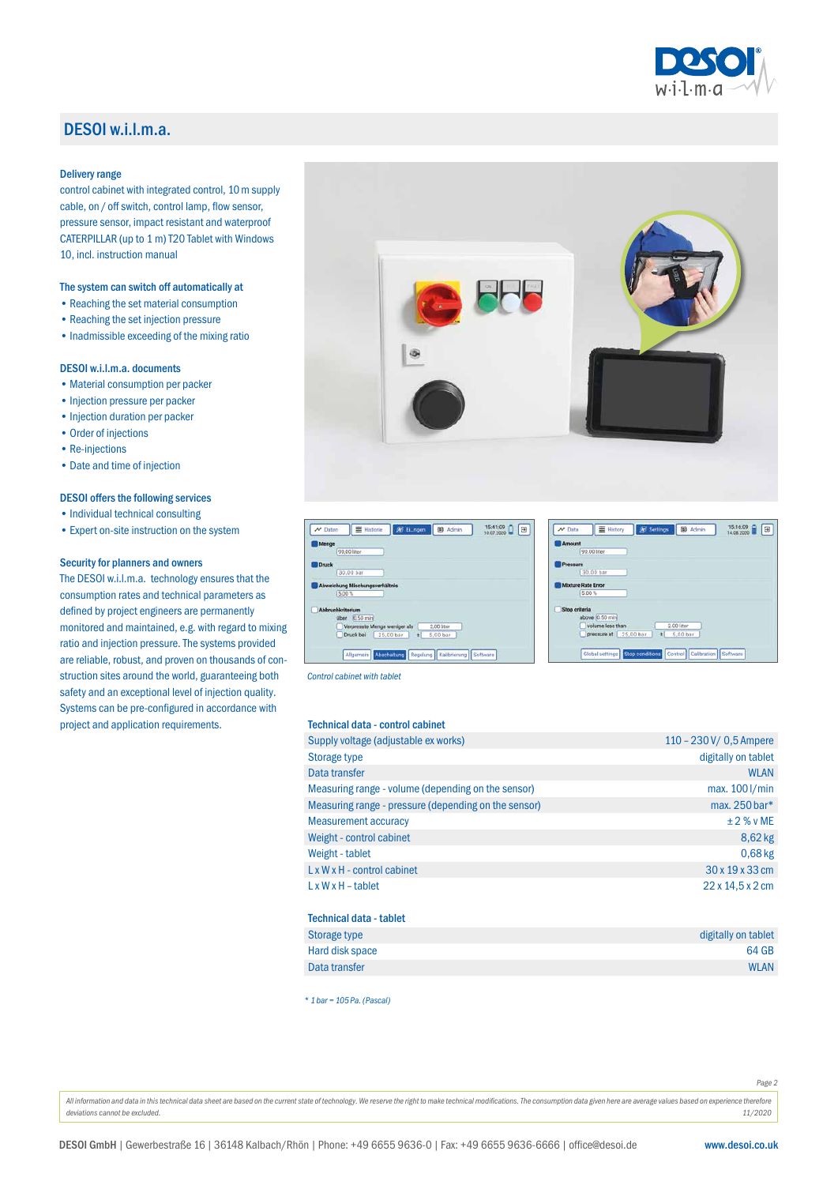# DESOI w.i.l.m.a.

### Delivery range

control cabinet with integrated control, 10 m supply cable, on / off switch, control lamp, flow sensor, pressure sensor, impact resistant and waterproof CATERPILLAR (up to 1 m) T20 Tablet with Windows 10, incl. instruction manual

### The system can switch off automatically at

- Reaching the set material consumption
- Reaching the set injection pressure
- Inadmissible exceeding of the mixing ratio

### DESOI w.i.l.m.a. documents

- Material consumption per packer
- Injection pressure per packer
- Injection duration per packer
- Order of injections
- Re-injections
- Date and time of injection

### DESOI offers the following services

- Individual technical consulting
- Expert on-site instruction on the system

### Security for planners and owners

The DESOI w.i.l.m.a. technology ensures that the consumption rates and technical parameters as defined by project engineers are permanently monitored and maintained, e.g. with regard to mixing ratio and injection pressure. The systems provided are reliable, robust, and proven on thousands of construction sites around the world, guaranteeing both safety and an exceptional level of injection quality. Systems can be pre-configured in accordance with project and application requirements.

*Control cabinet with tablet*

### Technical data - control cabinet

| | |
|---|---|
| Supply voltage (adjustable ex works) | 110 – 230 V/ 0,5 Ampere |
| Storage type | digitally on tablet |
| Data transfer | WLAN |
| Measuring range - volume (depending on the sensor) | max. 100 l/min |
| Measuring range - pressure (depending on the sensor) | max. 250 bar* |
| Measurement accuracy | ± 2 % v ME |
| Weight - control cabinet | 8,62 kg |
| Weight - tablet | 0,68 kg |
| L x W x H - control cabinet | 30 x 19 x 33 cm |
| L x W x H – tablet | 22 x 14,5 x 2 cm |

### Technical data - tablet

| | |
|---|---|
| Storage type | digitally on tablet |
| Hard disk space | 64 GB |
| Data transfer | WLAN |

*\* 1 bar = 105 Pa. (Pascal)*

*All information and data in this technical data sheet are based on the current state of technology. We reserve the right to make technical modifications. The consumption data given here are average values based on experience therefore deviations cannot be excluded.* *11/2020*

DESOI GmbH | Gewerbestraße 16 | 36148 Kalbach/Rhön | Phone: +49 6655 9636-0 | Fax: +49 6655 9636-6666 | office@desoi.de www.desoi.co.uk